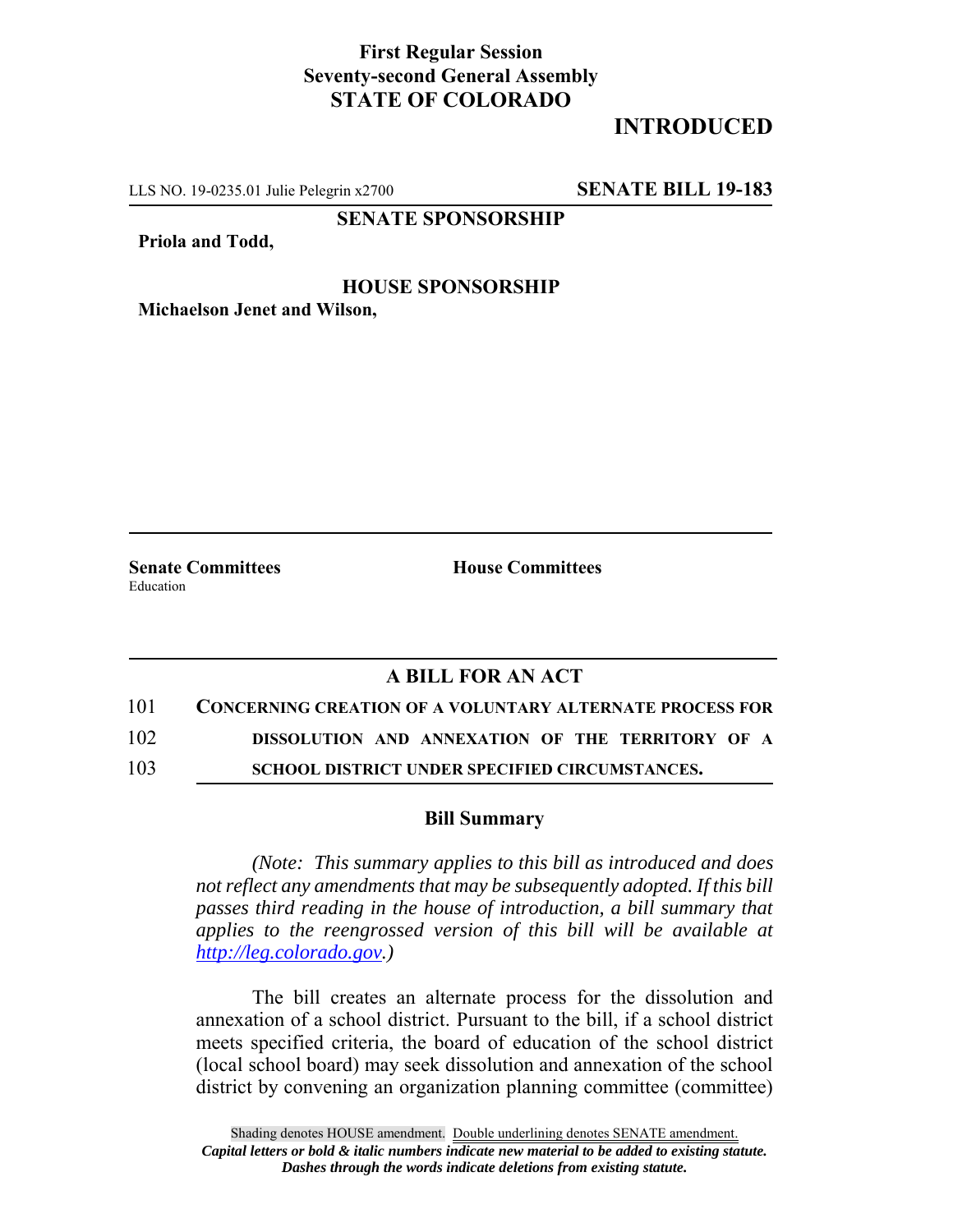**First Regular Session**
**Seventy-second General Assembly**
**STATE OF COLORADO**

**INTRODUCED**

LLS NO. 19-0235.01 Julie Pelegrin x2700 **SENATE BILL 19-183**

**SENATE SPONSORSHIP**

**Priola and Todd,**

**HOUSE SPONSORSHIP**

**Michaelson Jenet and Wilson,**

**Senate Committees**
Education

**House Committees**

## A BILL FOR AN ACT

101 **CONCERNING CREATION OF A VOLUNTARY ALTERNATE PROCESS FOR**
102 **DISSOLUTION AND ANNEXATION OF THE TERRITORY OF A**
103 **SCHOOL DISTRICT UNDER SPECIFIED CIRCUMSTANCES.**

### Bill Summary

*(Note: This summary applies to this bill as introduced and does not reflect any amendments that may be subsequently adopted. If this bill passes third reading in the house of introduction, a bill summary that applies to the reengrossed version of this bill will be available at http://leg.colorado.gov.)*

The bill creates an alternate process for the dissolution and annexation of a school district. Pursuant to the bill, if a school district meets specified criteria, the board of education of the school district (local school board) may seek dissolution and annexation of the school district by convening an organization planning committee (committee)

Shading denotes HOUSE amendment. Double underlining denotes SENATE amendment.
*Capital letters or bold & italic numbers indicate new material to be added to existing statute.*
*Dashes through the words indicate deletions from existing statute.*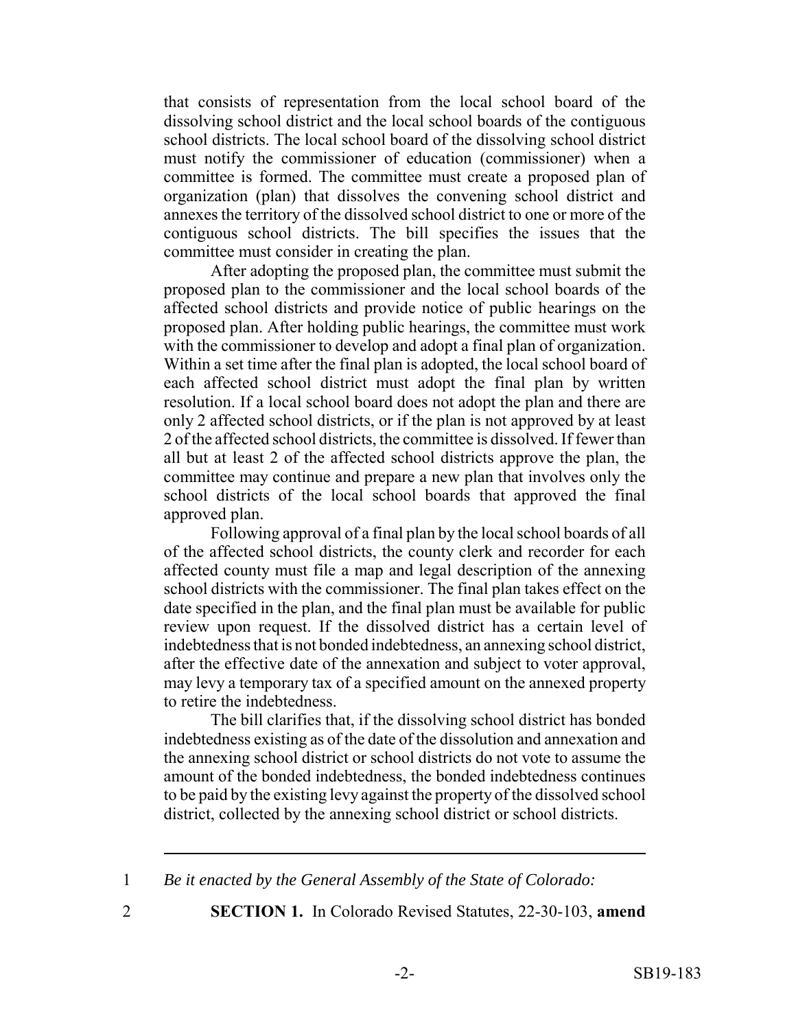that consists of representation from the local school board of the dissolving school district and the local school boards of the contiguous school districts. The local school board of the dissolving school district must notify the commissioner of education (commissioner) when a committee is formed. The committee must create a proposed plan of organization (plan) that dissolves the convening school district and annexes the territory of the dissolved school district to one or more of the contiguous school districts. The bill specifies the issues that the committee must consider in creating the plan.

After adopting the proposed plan, the committee must submit the proposed plan to the commissioner and the local school boards of the affected school districts and provide notice of public hearings on the proposed plan. After holding public hearings, the committee must work with the commissioner to develop and adopt a final plan of organization. Within a set time after the final plan is adopted, the local school board of each affected school district must adopt the final plan by written resolution. If a local school board does not adopt the plan and there are only 2 affected school districts, or if the plan is not approved by at least 2 of the affected school districts, the committee is dissolved. If fewer than all but at least 2 of the affected school districts approve the plan, the committee may continue and prepare a new plan that involves only the school districts of the local school boards that approved the final approved plan.

Following approval of a final plan by the local school boards of all of the affected school districts, the county clerk and recorder for each affected county must file a map and legal description of the annexing school districts with the commissioner. The final plan takes effect on the date specified in the plan, and the final plan must be available for public review upon request. If the dissolved district has a certain level of indebtedness that is not bonded indebtedness, an annexing school district, after the effective date of the annexation and subject to voter approval, may levy a temporary tax of a specified amount on the annexed property to retire the indebtedness.

The bill clarifies that, if the dissolving school district has bonded indebtedness existing as of the date of the dissolution and annexation and the annexing school district or school districts do not vote to assume the amount of the bonded indebtedness, the bonded indebtedness continues to be paid by the existing levy against the property of the dissolved school district, collected by the annexing school district or school districts.

---

1 *Be it enacted by the General Assembly of the State of Colorado:*

2 **SECTION 1.** In Colorado Revised Statutes, 22-30-103, **amend**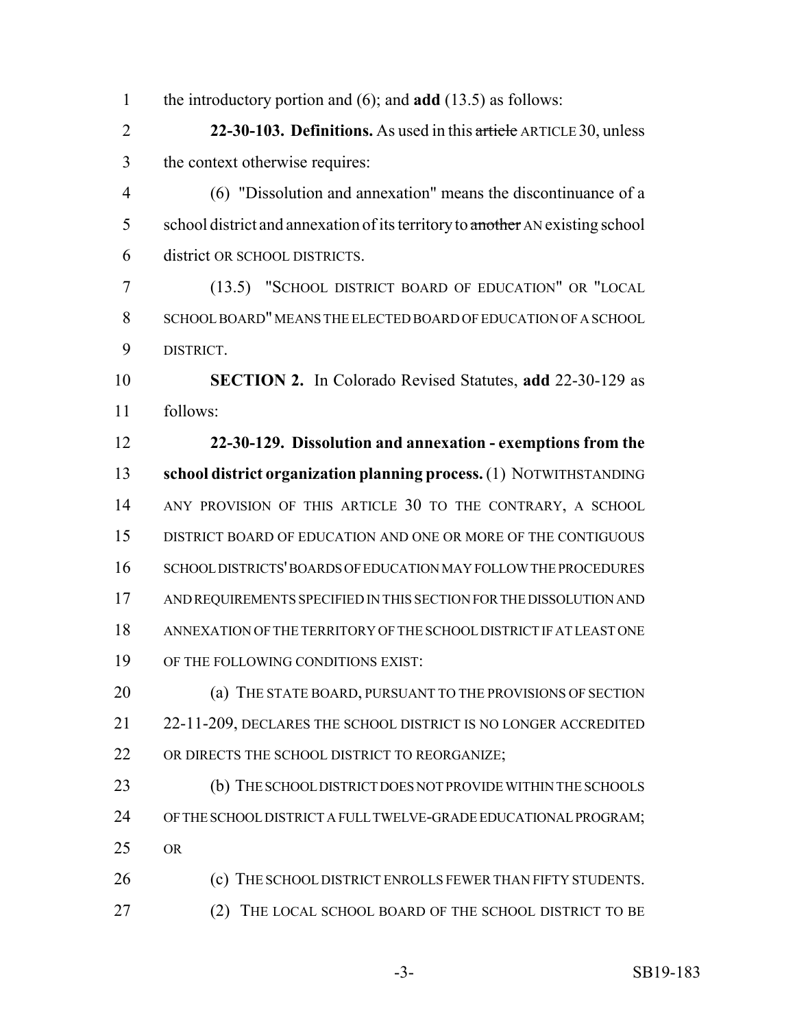the introductory portion and (6); and **add** (13.5) as follows:

**22-30-103. Definitions.** As used in this ~~article~~ ARTICLE 30, unless the context otherwise requires:

(6) "Dissolution and annexation" means the discontinuance of a school district and annexation of its territory to ~~another~~ AN existing school district OR SCHOOL DISTRICTS.

(13.5) "SCHOOL DISTRICT BOARD OF EDUCATION" OR "LOCAL SCHOOL BOARD" MEANS THE ELECTED BOARD OF EDUCATION OF A SCHOOL DISTRICT.

**SECTION 2.** In Colorado Revised Statutes, **add** 22-30-129 as follows:

**22-30-129. Dissolution and annexation - exemptions from the school district organization planning process.** (1) NOTWITHSTANDING ANY PROVISION OF THIS ARTICLE 30 TO THE CONTRARY, A SCHOOL DISTRICT BOARD OF EDUCATION AND ONE OR MORE OF THE CONTIGUOUS SCHOOL DISTRICTS' BOARDS OF EDUCATION MAY FOLLOW THE PROCEDURES AND REQUIREMENTS SPECIFIED IN THIS SECTION FOR THE DISSOLUTION AND ANNEXATION OF THE TERRITORY OF THE SCHOOL DISTRICT IF AT LEAST ONE OF THE FOLLOWING CONDITIONS EXIST:

(a) THE STATE BOARD, PURSUANT TO THE PROVISIONS OF SECTION 22-11-209, DECLARES THE SCHOOL DISTRICT IS NO LONGER ACCREDITED OR DIRECTS THE SCHOOL DISTRICT TO REORGANIZE;

(b) THE SCHOOL DISTRICT DOES NOT PROVIDE WITHIN THE SCHOOLS OF THE SCHOOL DISTRICT A FULL TWELVE-GRADE EDUCATIONAL PROGRAM; OR

(c) THE SCHOOL DISTRICT ENROLLS FEWER THAN FIFTY STUDENTS.

(2) THE LOCAL SCHOOL BOARD OF THE SCHOOL DISTRICT TO BE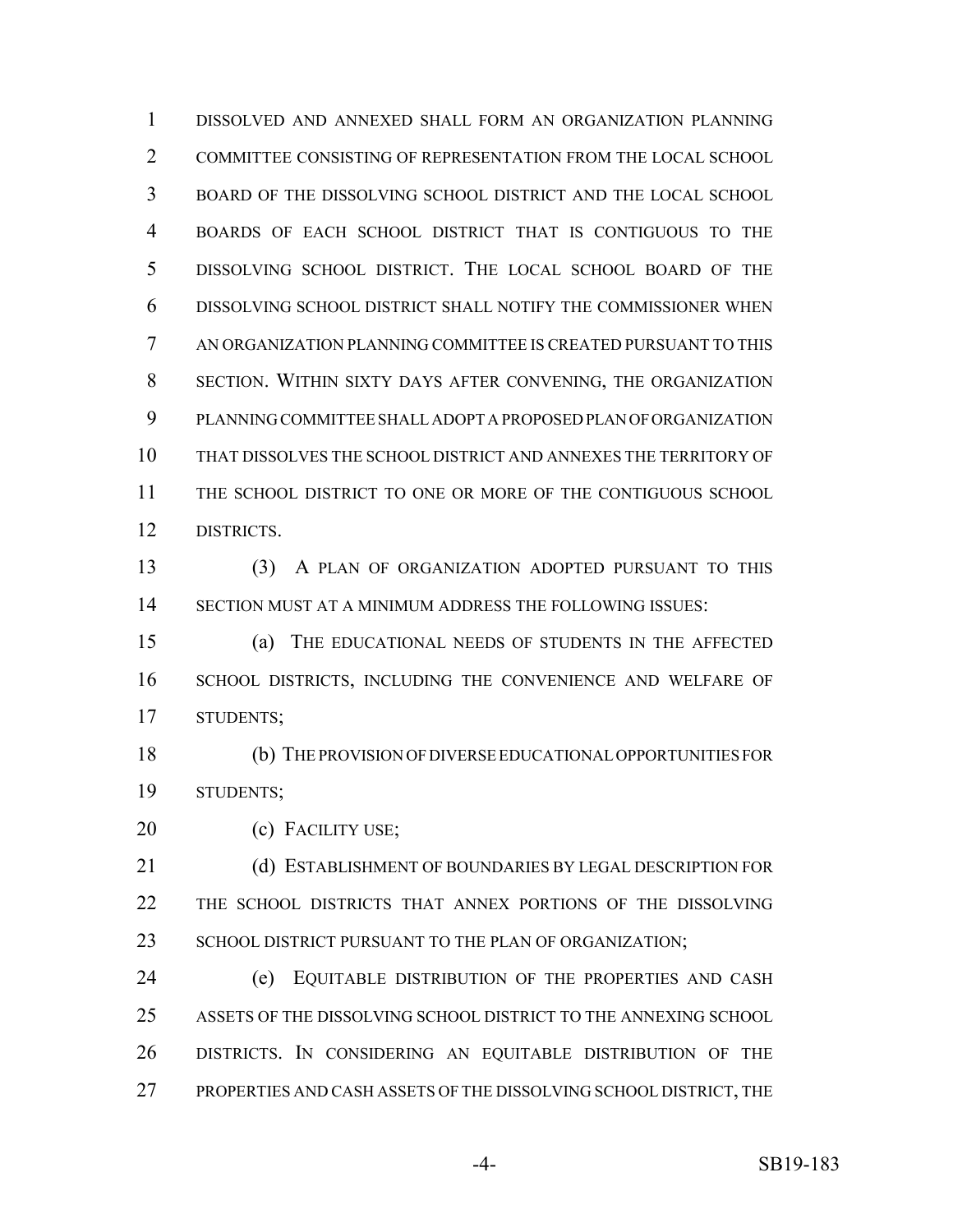DISSOLVED AND ANNEXED SHALL FORM AN ORGANIZATION PLANNING COMMITTEE CONSISTING OF REPRESENTATION FROM THE LOCAL SCHOOL BOARD OF THE DISSOLVING SCHOOL DISTRICT AND THE LOCAL SCHOOL BOARDS OF EACH SCHOOL DISTRICT THAT IS CONTIGUOUS TO THE DISSOLVING SCHOOL DISTRICT. THE LOCAL SCHOOL BOARD OF THE DISSOLVING SCHOOL DISTRICT SHALL NOTIFY THE COMMISSIONER WHEN AN ORGANIZATION PLANNING COMMITTEE IS CREATED PURSUANT TO THIS SECTION. WITHIN SIXTY DAYS AFTER CONVENING, THE ORGANIZATION PLANNING COMMITTEE SHALL ADOPT A PROPOSED PLAN OF ORGANIZATION THAT DISSOLVES THE SCHOOL DISTRICT AND ANNEXES THE TERRITORY OF THE SCHOOL DISTRICT TO ONE OR MORE OF THE CONTIGUOUS SCHOOL DISTRICTS.

(3) A PLAN OF ORGANIZATION ADOPTED PURSUANT TO THIS SECTION MUST AT A MINIMUM ADDRESS THE FOLLOWING ISSUES:

(a) THE EDUCATIONAL NEEDS OF STUDENTS IN THE AFFECTED SCHOOL DISTRICTS, INCLUDING THE CONVENIENCE AND WELFARE OF STUDENTS;

(b) THE PROVISION OF DIVERSE EDUCATIONAL OPPORTUNITIES FOR STUDENTS;

(c) FACILITY USE;

(d) ESTABLISHMENT OF BOUNDARIES BY LEGAL DESCRIPTION FOR THE SCHOOL DISTRICTS THAT ANNEX PORTIONS OF THE DISSOLVING SCHOOL DISTRICT PURSUANT TO THE PLAN OF ORGANIZATION;

(e) EQUITABLE DISTRIBUTION OF THE PROPERTIES AND CASH ASSETS OF THE DISSOLVING SCHOOL DISTRICT TO THE ANNEXING SCHOOL DISTRICTS. IN CONSIDERING AN EQUITABLE DISTRIBUTION OF THE PROPERTIES AND CASH ASSETS OF THE DISSOLVING SCHOOL DISTRICT, THE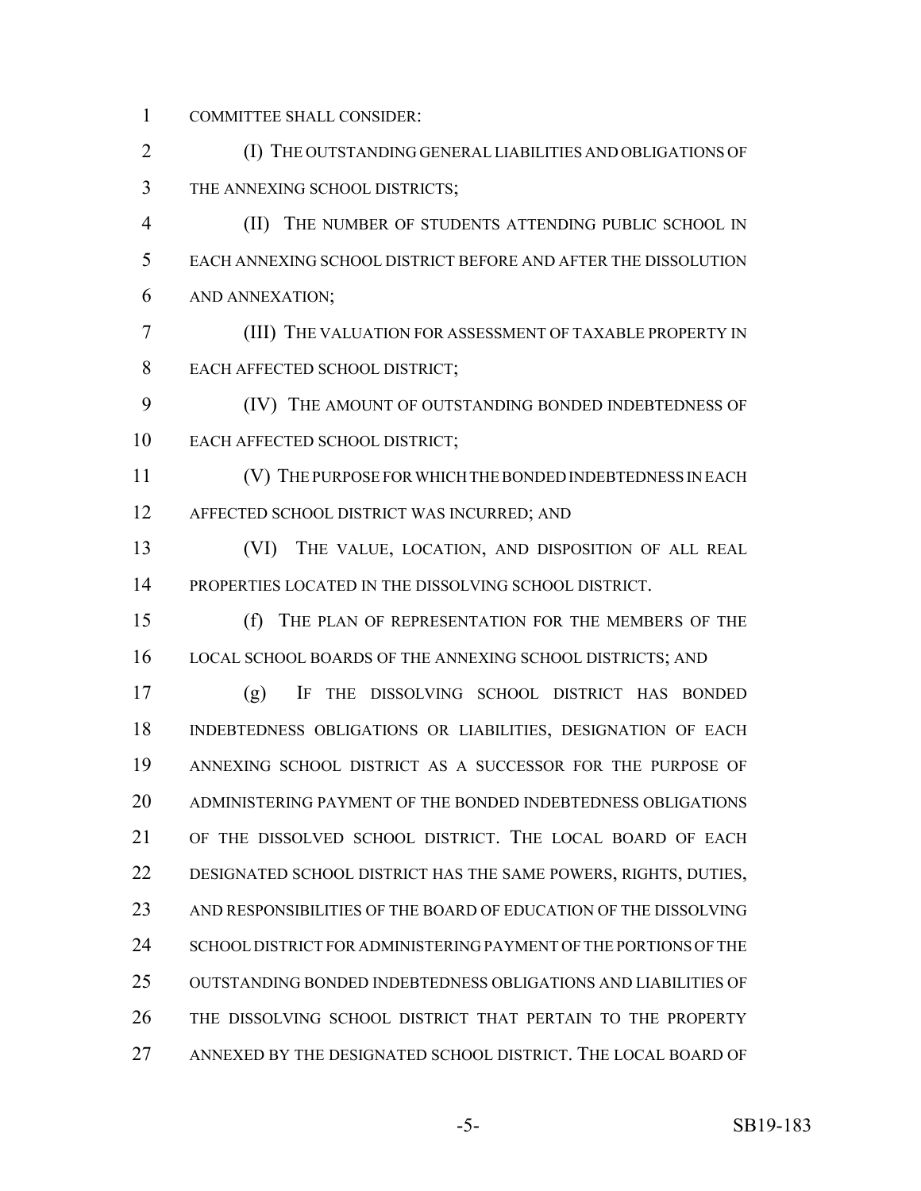COMMITTEE SHALL CONSIDER:

(I) THE OUTSTANDING GENERAL LIABILITIES AND OBLIGATIONS OF THE ANNEXING SCHOOL DISTRICTS;

(II) THE NUMBER OF STUDENTS ATTENDING PUBLIC SCHOOL IN EACH ANNEXING SCHOOL DISTRICT BEFORE AND AFTER THE DISSOLUTION AND ANNEXATION;

(III) THE VALUATION FOR ASSESSMENT OF TAXABLE PROPERTY IN EACH AFFECTED SCHOOL DISTRICT;

(IV) THE AMOUNT OF OUTSTANDING BONDED INDEBTEDNESS OF EACH AFFECTED SCHOOL DISTRICT;

(V) THE PURPOSE FOR WHICH THE BONDED INDEBTEDNESS IN EACH AFFECTED SCHOOL DISTRICT WAS INCURRED; AND

(VI) THE VALUE, LOCATION, AND DISPOSITION OF ALL REAL PROPERTIES LOCATED IN THE DISSOLVING SCHOOL DISTRICT.

(f) THE PLAN OF REPRESENTATION FOR THE MEMBERS OF THE LOCAL SCHOOL BOARDS OF THE ANNEXING SCHOOL DISTRICTS; AND

(g) IF THE DISSOLVING SCHOOL DISTRICT HAS BONDED INDEBTEDNESS OBLIGATIONS OR LIABILITIES, DESIGNATION OF EACH ANNEXING SCHOOL DISTRICT AS A SUCCESSOR FOR THE PURPOSE OF ADMINISTERING PAYMENT OF THE BONDED INDEBTEDNESS OBLIGATIONS OF THE DISSOLVED SCHOOL DISTRICT. THE LOCAL BOARD OF EACH DESIGNATED SCHOOL DISTRICT HAS THE SAME POWERS, RIGHTS, DUTIES, AND RESPONSIBILITIES OF THE BOARD OF EDUCATION OF THE DISSOLVING SCHOOL DISTRICT FOR ADMINISTERING PAYMENT OF THE PORTIONS OF THE OUTSTANDING BONDED INDEBTEDNESS OBLIGATIONS AND LIABILITIES OF THE DISSOLVING SCHOOL DISTRICT THAT PERTAIN TO THE PROPERTY ANNEXED BY THE DESIGNATED SCHOOL DISTRICT. THE LOCAL BOARD OF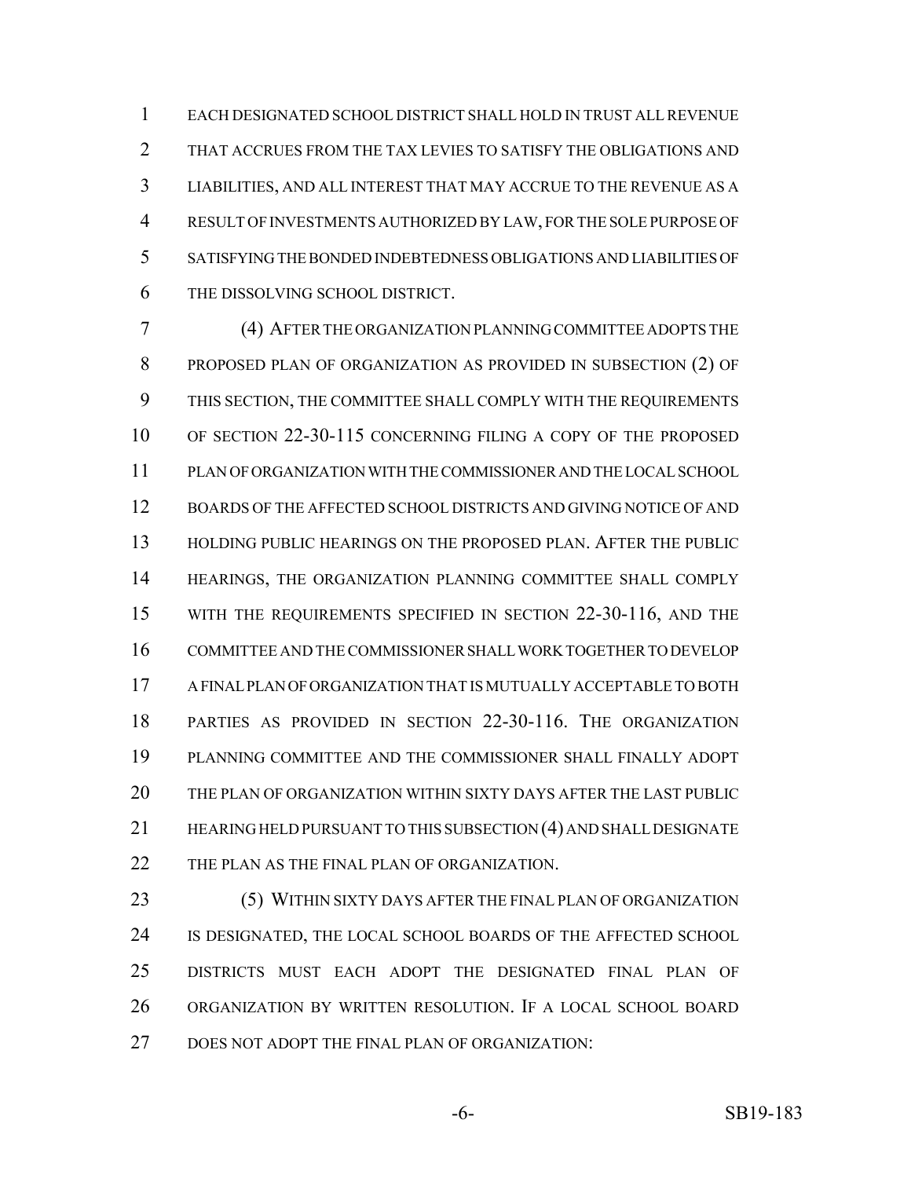EACH DESIGNATED SCHOOL DISTRICT SHALL HOLD IN TRUST ALL REVENUE THAT ACCRUES FROM THE TAX LEVIES TO SATISFY THE OBLIGATIONS AND LIABILITIES, AND ALL INTEREST THAT MAY ACCRUE TO THE REVENUE AS A RESULT OF INVESTMENTS AUTHORIZED BY LAW, FOR THE SOLE PURPOSE OF SATISFYING THE BONDED INDEBTEDNESS OBLIGATIONS AND LIABILITIES OF THE DISSOLVING SCHOOL DISTRICT.

(4) AFTER THE ORGANIZATION PLANNING COMMITTEE ADOPTS THE PROPOSED PLAN OF ORGANIZATION AS PROVIDED IN SUBSECTION (2) OF THIS SECTION, THE COMMITTEE SHALL COMPLY WITH THE REQUIREMENTS OF SECTION 22-30-115 CONCERNING FILING A COPY OF THE PROPOSED PLAN OF ORGANIZATION WITH THE COMMISSIONER AND THE LOCAL SCHOOL BOARDS OF THE AFFECTED SCHOOL DISTRICTS AND GIVING NOTICE OF AND HOLDING PUBLIC HEARINGS ON THE PROPOSED PLAN. AFTER THE PUBLIC HEARINGS, THE ORGANIZATION PLANNING COMMITTEE SHALL COMPLY WITH THE REQUIREMENTS SPECIFIED IN SECTION 22-30-116, AND THE COMMITTEE AND THE COMMISSIONER SHALL WORK TOGETHER TO DEVELOP A FINAL PLAN OF ORGANIZATION THAT IS MUTUALLY ACCEPTABLE TO BOTH PARTIES AS PROVIDED IN SECTION 22-30-116. THE ORGANIZATION PLANNING COMMITTEE AND THE COMMISSIONER SHALL FINALLY ADOPT THE PLAN OF ORGANIZATION WITHIN SIXTY DAYS AFTER THE LAST PUBLIC HEARING HELD PURSUANT TO THIS SUBSECTION (4) AND SHALL DESIGNATE THE PLAN AS THE FINAL PLAN OF ORGANIZATION.

(5) WITHIN SIXTY DAYS AFTER THE FINAL PLAN OF ORGANIZATION IS DESIGNATED, THE LOCAL SCHOOL BOARDS OF THE AFFECTED SCHOOL DISTRICTS MUST EACH ADOPT THE DESIGNATED FINAL PLAN OF ORGANIZATION BY WRITTEN RESOLUTION. IF A LOCAL SCHOOL BOARD DOES NOT ADOPT THE FINAL PLAN OF ORGANIZATION: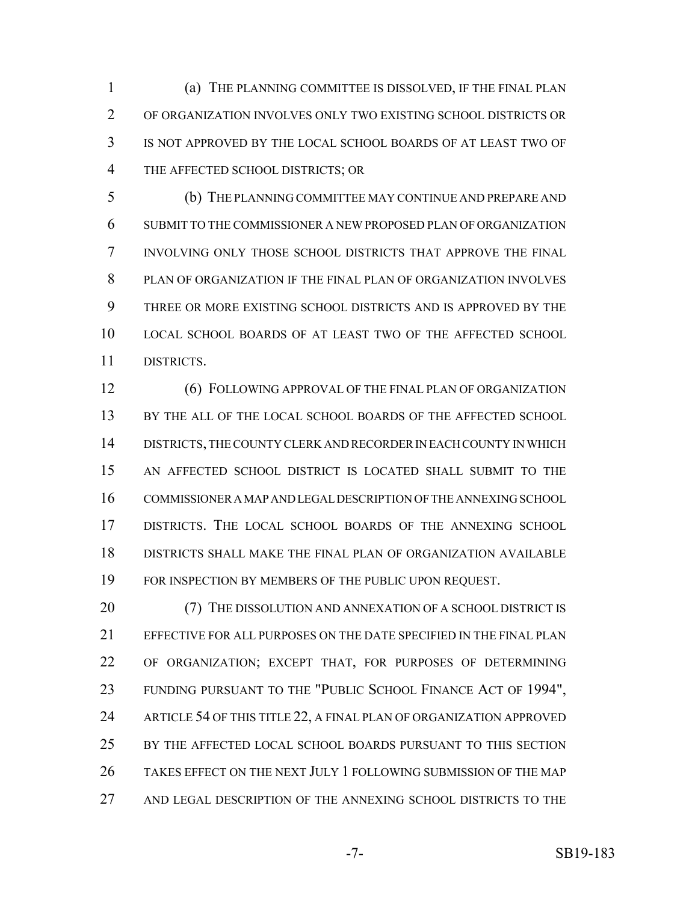(a) THE PLANNING COMMITTEE IS DISSOLVED, IF THE FINAL PLAN OF ORGANIZATION INVOLVES ONLY TWO EXISTING SCHOOL DISTRICTS OR IS NOT APPROVED BY THE LOCAL SCHOOL BOARDS OF AT LEAST TWO OF THE AFFECTED SCHOOL DISTRICTS; OR

(b) THE PLANNING COMMITTEE MAY CONTINUE AND PREPARE AND SUBMIT TO THE COMMISSIONER A NEW PROPOSED PLAN OF ORGANIZATION INVOLVING ONLY THOSE SCHOOL DISTRICTS THAT APPROVE THE FINAL PLAN OF ORGANIZATION IF THE FINAL PLAN OF ORGANIZATION INVOLVES THREE OR MORE EXISTING SCHOOL DISTRICTS AND IS APPROVED BY THE LOCAL SCHOOL BOARDS OF AT LEAST TWO OF THE AFFECTED SCHOOL DISTRICTS.

(6) FOLLOWING APPROVAL OF THE FINAL PLAN OF ORGANIZATION BY THE ALL OF THE LOCAL SCHOOL BOARDS OF THE AFFECTED SCHOOL DISTRICTS, THE COUNTY CLERK AND RECORDER IN EACH COUNTY IN WHICH AN AFFECTED SCHOOL DISTRICT IS LOCATED SHALL SUBMIT TO THE COMMISSIONER A MAP AND LEGAL DESCRIPTION OF THE ANNEXING SCHOOL DISTRICTS. THE LOCAL SCHOOL BOARDS OF THE ANNEXING SCHOOL DISTRICTS SHALL MAKE THE FINAL PLAN OF ORGANIZATION AVAILABLE FOR INSPECTION BY MEMBERS OF THE PUBLIC UPON REQUEST.

(7) THE DISSOLUTION AND ANNEXATION OF A SCHOOL DISTRICT IS EFFECTIVE FOR ALL PURPOSES ON THE DATE SPECIFIED IN THE FINAL PLAN OF ORGANIZATION; EXCEPT THAT, FOR PURPOSES OF DETERMINING FUNDING PURSUANT TO THE "PUBLIC SCHOOL FINANCE ACT OF 1994", ARTICLE 54 OF THIS TITLE 22, A FINAL PLAN OF ORGANIZATION APPROVED BY THE AFFECTED LOCAL SCHOOL BOARDS PURSUANT TO THIS SECTION TAKES EFFECT ON THE NEXT JULY 1 FOLLOWING SUBMISSION OF THE MAP AND LEGAL DESCRIPTION OF THE ANNEXING SCHOOL DISTRICTS TO THE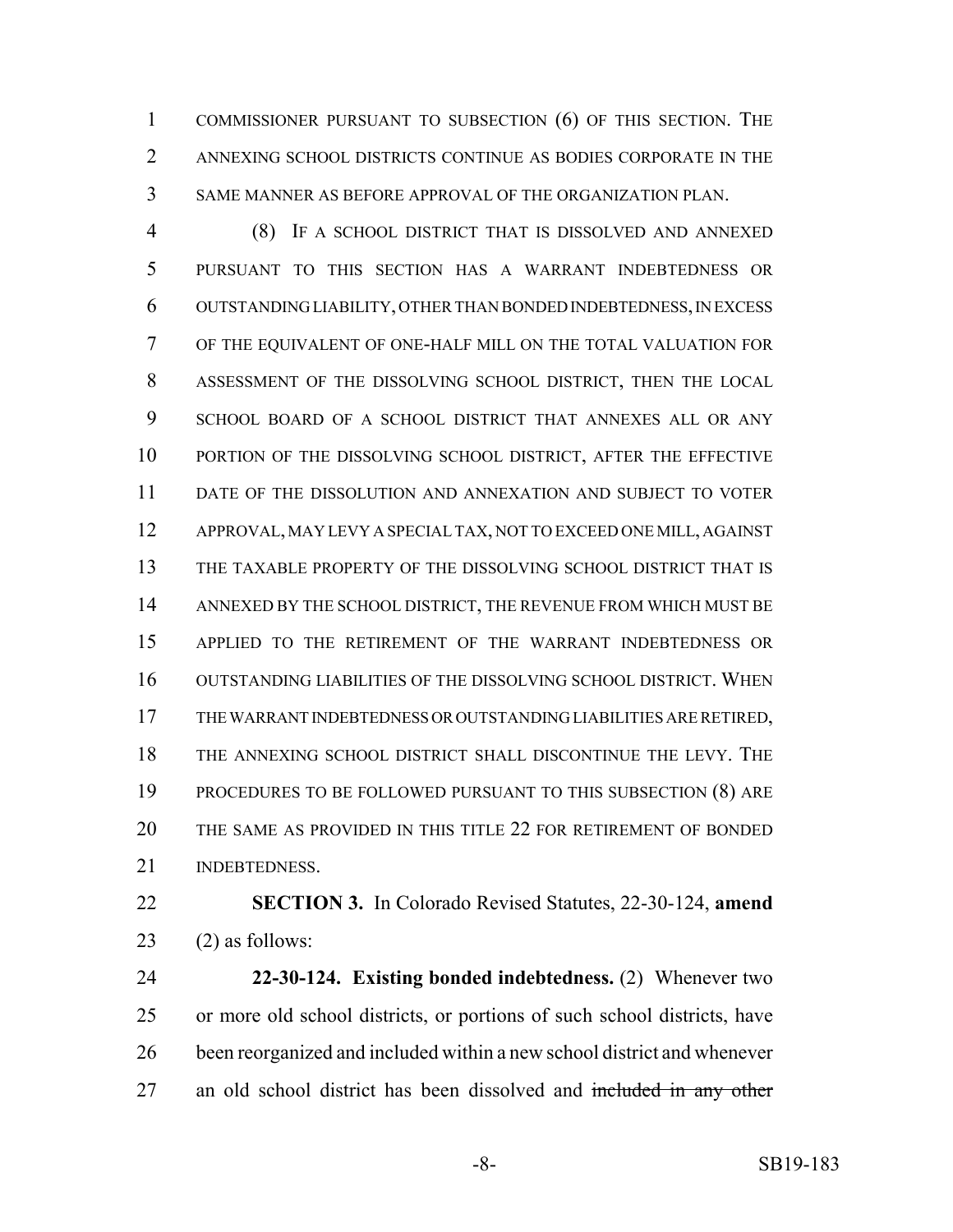COMMISSIONER PURSUANT TO SUBSECTION (6) OF THIS SECTION. THE ANNEXING SCHOOL DISTRICTS CONTINUE AS BODIES CORPORATE IN THE SAME MANNER AS BEFORE APPROVAL OF THE ORGANIZATION PLAN.

(8) IF A SCHOOL DISTRICT THAT IS DISSOLVED AND ANNEXED PURSUANT TO THIS SECTION HAS A WARRANT INDEBTEDNESS OR OUTSTANDING LIABILITY, OTHER THAN BONDED INDEBTEDNESS, IN EXCESS OF THE EQUIVALENT OF ONE-HALF MILL ON THE TOTAL VALUATION FOR ASSESSMENT OF THE DISSOLVING SCHOOL DISTRICT, THEN THE LOCAL SCHOOL BOARD OF A SCHOOL DISTRICT THAT ANNEXES ALL OR ANY PORTION OF THE DISSOLVING SCHOOL DISTRICT, AFTER THE EFFECTIVE DATE OF THE DISSOLUTION AND ANNEXATION AND SUBJECT TO VOTER APPROVAL, MAY LEVY A SPECIAL TAX, NOT TO EXCEED ONE MILL, AGAINST THE TAXABLE PROPERTY OF THE DISSOLVING SCHOOL DISTRICT THAT IS ANNEXED BY THE SCHOOL DISTRICT, THE REVENUE FROM WHICH MUST BE APPLIED TO THE RETIREMENT OF THE WARRANT INDEBTEDNESS OR OUTSTANDING LIABILITIES OF THE DISSOLVING SCHOOL DISTRICT. WHEN THE WARRANT INDEBTEDNESS OR OUTSTANDING LIABILITIES ARE RETIRED, THE ANNEXING SCHOOL DISTRICT SHALL DISCONTINUE THE LEVY. THE PROCEDURES TO BE FOLLOWED PURSUANT TO THIS SUBSECTION (8) ARE THE SAME AS PROVIDED IN THIS TITLE 22 FOR RETIREMENT OF BONDED INDEBTEDNESS.

**SECTION 3.** In Colorado Revised Statutes, 22-30-124, **amend** (2) as follows:

**22-30-124. Existing bonded indebtedness.** (2) Whenever two or more old school districts, or portions of such school districts, have been reorganized and included within a new school district and whenever an old school district has been dissolved and ~~included in any other~~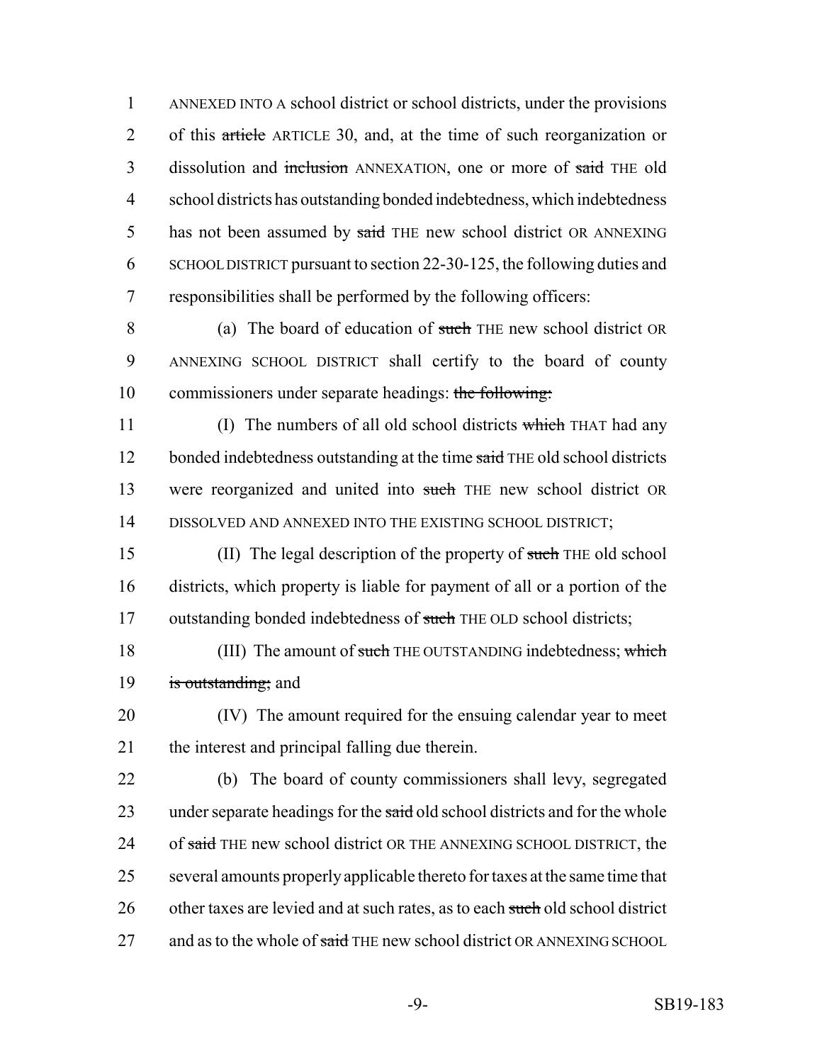ANNEXED INTO A school district or school districts, under the provisions of this ~~article~~ ARTICLE 30, and, at the time of such reorganization or dissolution and ~~inclusion~~ ANNEXATION, one or more of ~~said~~ THE old school districts has outstanding bonded indebtedness, which indebtedness has not been assumed by ~~said~~ THE new school district OR ANNEXING SCHOOL DISTRICT pursuant to section 22-30-125, the following duties and responsibilities shall be performed by the following officers:

(a) The board of education of ~~such~~ THE new school district OR ANNEXING SCHOOL DISTRICT shall certify to the board of county commissioners under separate headings: ~~the following:~~

(I) The numbers of all old school districts ~~which~~ THAT had any bonded indebtedness outstanding at the time ~~said~~ THE old school districts were reorganized and united into ~~such~~ THE new school district OR DISSOLVED AND ANNEXED INTO THE EXISTING SCHOOL DISTRICT;

(II) The legal description of the property of ~~such~~ THE old school districts, which property is liable for payment of all or a portion of the outstanding bonded indebtedness of ~~such~~ THE OLD school districts;

(III) The amount of ~~such~~ THE OUTSTANDING indebtedness; ~~which is outstanding;~~ and

(IV) The amount required for the ensuing calendar year to meet the interest and principal falling due therein.

(b) The board of county commissioners shall levy, segregated under separate headings for the ~~said~~ old school districts and for the whole of ~~said~~ THE new school district OR THE ANNEXING SCHOOL DISTRICT, the several amounts properly applicable thereto for taxes at the same time that other taxes are levied and at such rates, as to each ~~such~~ old school district and as to the whole of ~~said~~ THE new school district OR ANNEXING SCHOOL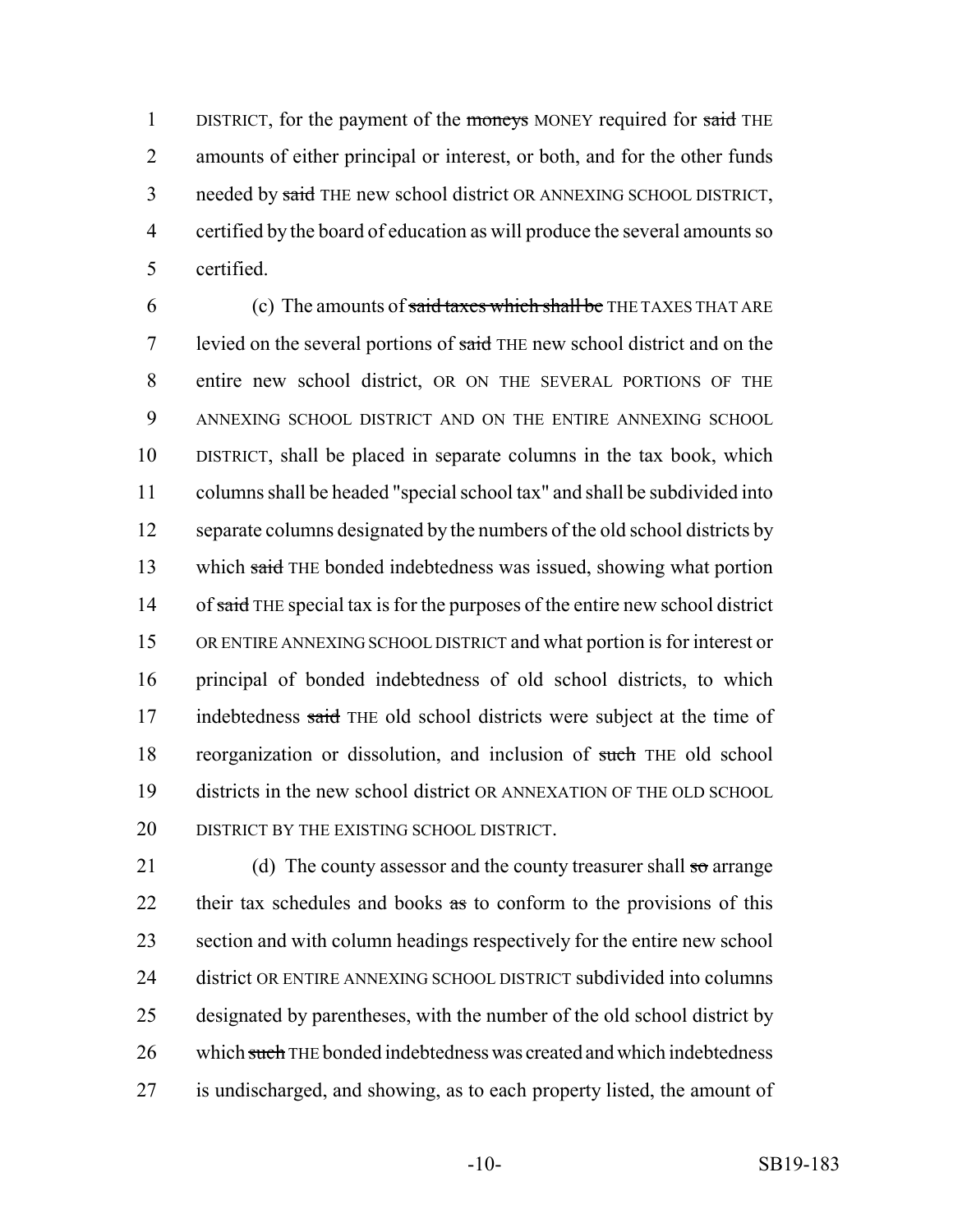DISTRICT, for the payment of the ~~moneys~~ MONEY required for ~~said~~ THE amounts of either principal or interest, or both, and for the other funds needed by ~~said~~ THE new school district OR ANNEXING SCHOOL DISTRICT, certified by the board of education as will produce the several amounts so certified.

(c) The amounts of ~~said taxes which shall be~~ THE TAXES THAT ARE levied on the several portions of ~~said~~ THE new school district and on the entire new school district, OR ON THE SEVERAL PORTIONS OF THE ANNEXING SCHOOL DISTRICT AND ON THE ENTIRE ANNEXING SCHOOL DISTRICT, shall be placed in separate columns in the tax book, which columns shall be headed "special school tax" and shall be subdivided into separate columns designated by the numbers of the old school districts by which ~~said~~ THE bonded indebtedness was issued, showing what portion of ~~said~~ THE special tax is for the purposes of the entire new school district OR ENTIRE ANNEXING SCHOOL DISTRICT and what portion is for interest or principal of bonded indebtedness of old school districts, to which indebtedness ~~said~~ THE old school districts were subject at the time of reorganization or dissolution, and inclusion of ~~such~~ THE old school districts in the new school district OR ANNEXATION OF THE OLD SCHOOL DISTRICT BY THE EXISTING SCHOOL DISTRICT.

(d) The county assessor and the county treasurer shall ~~so~~ arrange their tax schedules and books ~~as~~ to conform to the provisions of this section and with column headings respectively for the entire new school district OR ENTIRE ANNEXING SCHOOL DISTRICT subdivided into columns designated by parentheses, with the number of the old school district by which ~~such~~ THE bonded indebtedness was created and which indebtedness is undischarged, and showing, as to each property listed, the amount of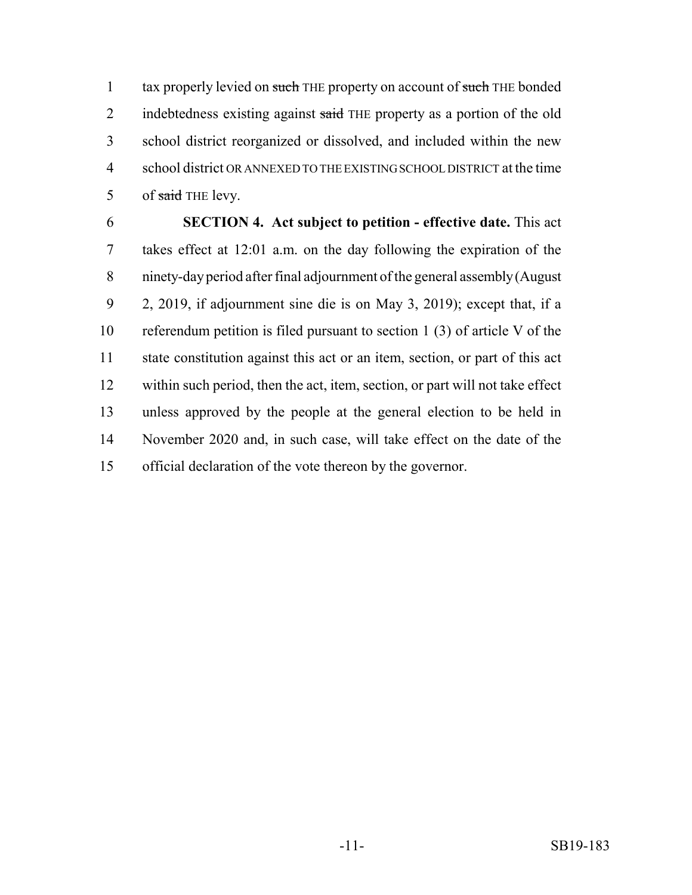tax properly levied on ~~such~~ THE property on account of ~~such~~ THE bonded indebtedness existing against ~~said~~ THE property as a portion of the old school district reorganized or dissolved, and included within the new school district OR ANNEXED TO THE EXISTING SCHOOL DISTRICT at the time of ~~said~~ THE levy.

**SECTION 4. Act subject to petition - effective date.** This act takes effect at 12:01 a.m. on the day following the expiration of the ninety-day period after final adjournment of the general assembly (August 2, 2019, if adjournment sine die is on May 3, 2019); except that, if a referendum petition is filed pursuant to section 1 (3) of article V of the state constitution against this act or an item, section, or part of this act within such period, then the act, item, section, or part will not take effect unless approved by the people at the general election to be held in November 2020 and, in such case, will take effect on the date of the official declaration of the vote thereon by the governor.